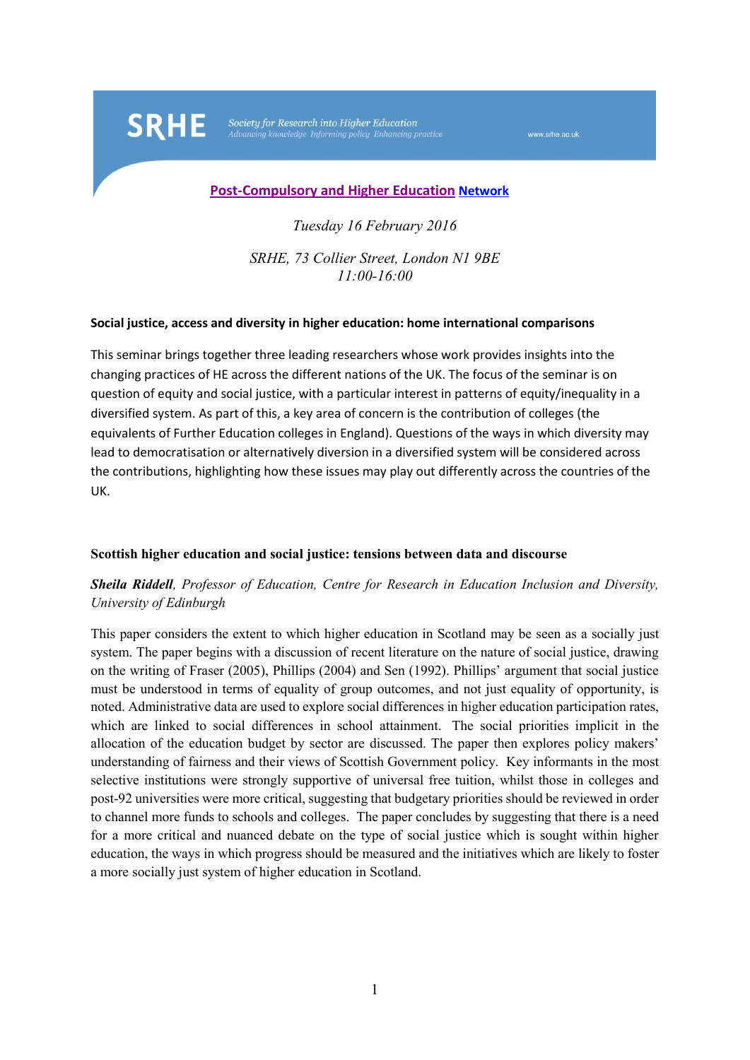SRHE Society for Research into Higher Education
Advancing knowledge Informing policy Enhancing practice

www.srhe.ac.uk

**Post-Compulsory and Higher Education Network**

*Tuesday 16 February 2016*

*SRHE, 73 Collier Street, London N1 9BE*
*11:00-16:00*

**Social justice, access and diversity in higher education: home international comparisons**

This seminar brings together three leading researchers whose work provides insights into the changing practices of HE across the different nations of the UK. The focus of the seminar is on question of equity and social justice, with a particular interest in patterns of equity/inequality in a diversified system. As part of this, a key area of concern is the contribution of colleges (the equivalents of Further Education colleges in England). Questions of the ways in which diversity may lead to democratisation or alternatively diversion in a diversified system will be considered across the contributions, highlighting how these issues may play out differently across the countries of the UK.

**Scottish higher education and social justice: tensions between data and discourse**

***Sheila Riddell****, Professor of Education, Centre for Research in Education Inclusion and Diversity, University of Edinburgh*

This paper considers the extent to which higher education in Scotland may be seen as a socially just system. The paper begins with a discussion of recent literature on the nature of social justice, drawing on the writing of Fraser (2005), Phillips (2004) and Sen (1992). Phillips' argument that social justice must be understood in terms of equality of group outcomes, and not just equality of opportunity, is noted. Administrative data are used to explore social differences in higher education participation rates, which are linked to social differences in school attainment. The social priorities implicit in the allocation of the education budget by sector are discussed. The paper then explores policy makers' understanding of fairness and their views of Scottish Government policy. Key informants in the most selective institutions were strongly supportive of universal free tuition, whilst those in colleges and post-92 universities were more critical, suggesting that budgetary priorities should be reviewed in order to channel more funds to schools and colleges. The paper concludes by suggesting that there is a need for a more critical and nuanced debate on the type of social justice which is sought within higher education, the ways in which progress should be measured and the initiatives which are likely to foster a more socially just system of higher education in Scotland.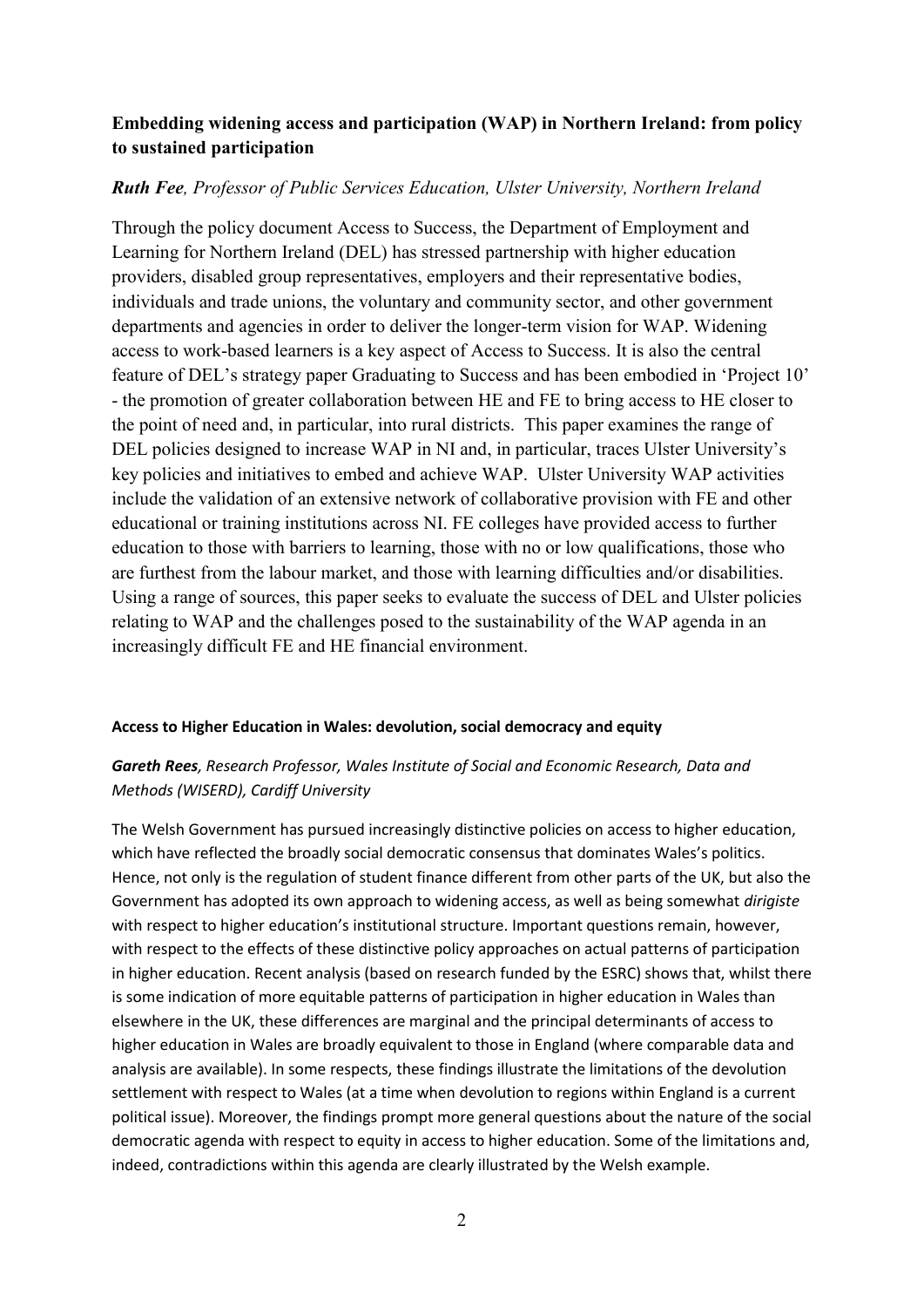**Embedding widening access and participation (WAP) in Northern Ireland: from policy to sustained participation**

***Ruth Fee****, Professor of Public Services Education, Ulster University, Northern Ireland*

Through the policy document Access to Success, the Department of Employment and Learning for Northern Ireland (DEL) has stressed partnership with higher education providers, disabled group representatives, employers and their representative bodies, individuals and trade unions, the voluntary and community sector, and other government departments and agencies in order to deliver the longer-term vision for WAP. Widening access to work-based learners is a key aspect of Access to Success. It is also the central feature of DEL's strategy paper Graduating to Success and has been embodied in 'Project 10' - the promotion of greater collaboration between HE and FE to bring access to HE closer to the point of need and, in particular, into rural districts. This paper examines the range of DEL policies designed to increase WAP in NI and, in particular, traces Ulster University's key policies and initiatives to embed and achieve WAP. Ulster University WAP activities include the validation of an extensive network of collaborative provision with FE and other educational or training institutions across NI. FE colleges have provided access to further education to those with barriers to learning, those with no or low qualifications, those who are furthest from the labour market, and those with learning difficulties and/or disabilities. Using a range of sources, this paper seeks to evaluate the success of DEL and Ulster policies relating to WAP and the challenges posed to the sustainability of the WAP agenda in an increasingly difficult FE and HE financial environment.

**Access to Higher Education in Wales: devolution, social democracy and equity**

***Gareth Rees****, Research Professor, Wales Institute of Social and Economic Research, Data and Methods (WISERD), Cardiff University*

The Welsh Government has pursued increasingly distinctive policies on access to higher education, which have reflected the broadly social democratic consensus that dominates Wales's politics. Hence, not only is the regulation of student finance different from other parts of the UK, but also the Government has adopted its own approach to widening access, as well as being somewhat *dirigiste* with respect to higher education's institutional structure. Important questions remain, however, with respect to the effects of these distinctive policy approaches on actual patterns of participation in higher education. Recent analysis (based on research funded by the ESRC) shows that, whilst there is some indication of more equitable patterns of participation in higher education in Wales than elsewhere in the UK, these differences are marginal and the principal determinants of access to higher education in Wales are broadly equivalent to those in England (where comparable data and analysis are available). In some respects, these findings illustrate the limitations of the devolution settlement with respect to Wales (at a time when devolution to regions within England is a current political issue). Moreover, the findings prompt more general questions about the nature of the social democratic agenda with respect to equity in access to higher education. Some of the limitations and, indeed, contradictions within this agenda are clearly illustrated by the Welsh example.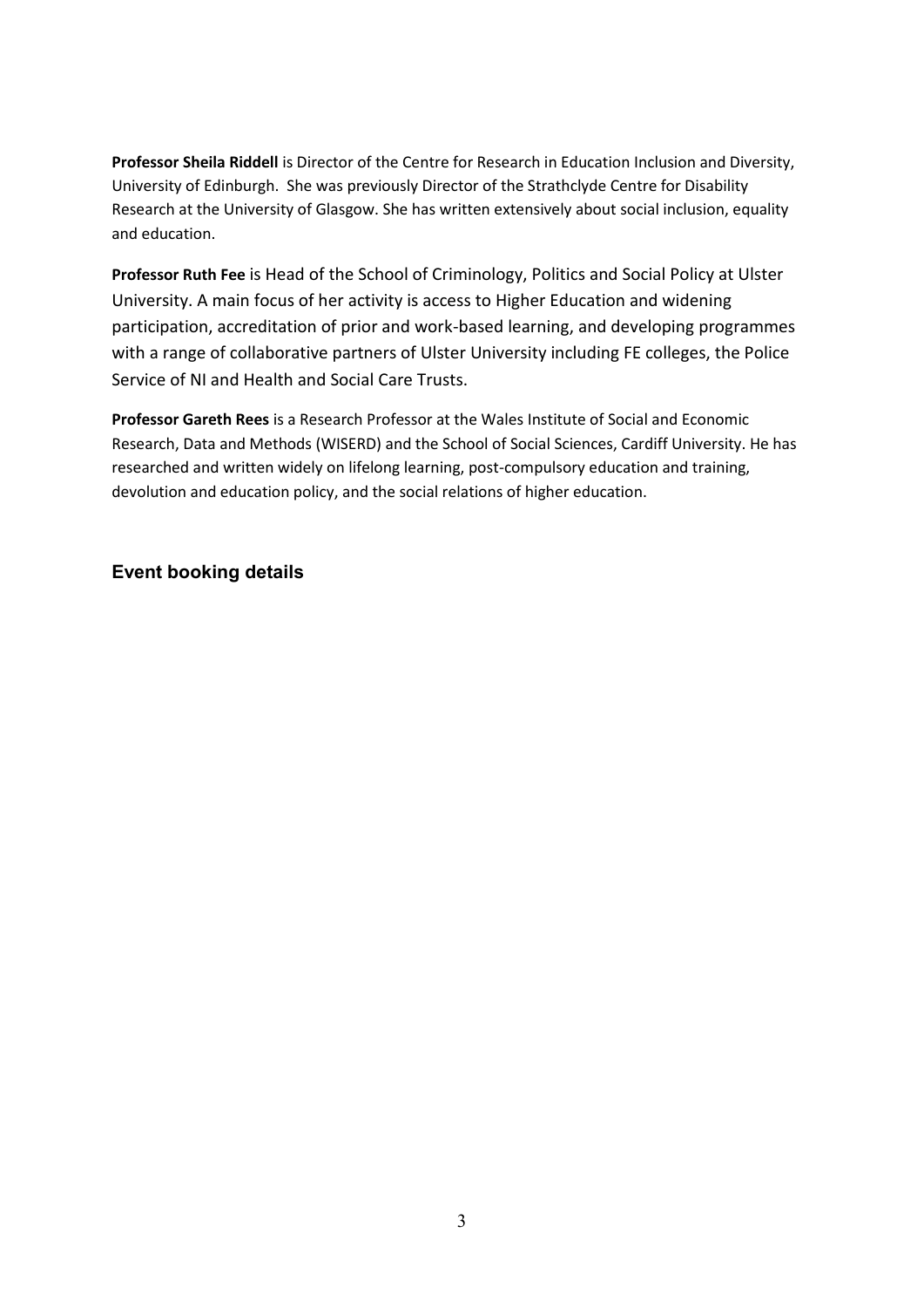**Professor Sheila Riddell** is Director of the Centre for Research in Education Inclusion and Diversity, University of Edinburgh. She was previously Director of the Strathclyde Centre for Disability Research at the University of Glasgow. She has written extensively about social inclusion, equality and education.

**Professor Ruth Fee** is Head of the School of Criminology, Politics and Social Policy at Ulster University. A main focus of her activity is access to Higher Education and widening participation, accreditation of prior and work-based learning, and developing programmes with a range of collaborative partners of Ulster University including FE colleges, the Police Service of NI and Health and Social Care Trusts.

**Professor Gareth Rees** is a Research Professor at the Wales Institute of Social and Economic Research, Data and Methods (WISERD) and the School of Social Sciences, Cardiff University. He has researched and written widely on lifelong learning, post-compulsory education and training, devolution and education policy, and the social relations of higher education.

## Event booking details